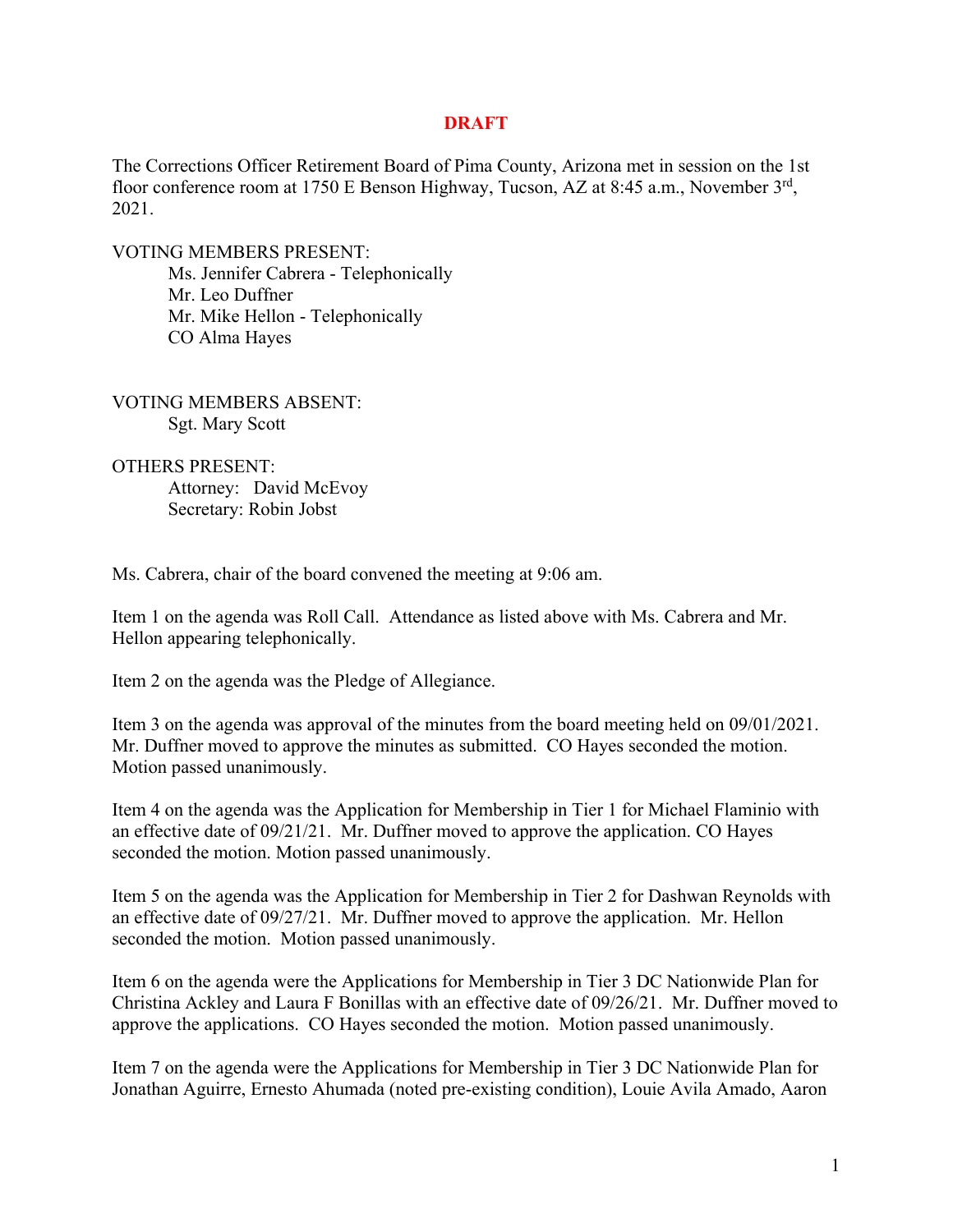**DRAFT**

The Corrections Officer Retirement Board of Pima County, Arizona met in session on the 1st floor conference room at 1750 E Benson Highway, Tucson, AZ at 8:45 a.m., November 3rd, 2021.

VOTING MEMBERS PRESENT:

- Ms. Jennifer Cabrera - Telephonically
- Mr. Leo Duffner
- Mr. Mike Hellon - Telephonically
- CO Alma Hayes

VOTING MEMBERS ABSENT:

- Sgt. Mary Scott

OTHERS PRESENT:

- Attorney: David McEvoy
- Secretary: Robin Jobst

Ms. Cabrera, chair of the board convened the meeting at 9:06 am.

Item 1 on the agenda was Roll Call. Attendance as listed above with Ms. Cabrera and Mr. Hellon appearing telephonically.

Item 2 on the agenda was the Pledge of Allegiance.

Item 3 on the agenda was approval of the minutes from the board meeting held on 09/01/2021. Mr. Duffner moved to approve the minutes as submitted. CO Hayes seconded the motion. Motion passed unanimously.

Item 4 on the agenda was the Application for Membership in Tier 1 for Michael Flaminio with an effective date of 09/21/21. Mr. Duffner moved to approve the application. CO Hayes seconded the motion. Motion passed unanimously.

Item 5 on the agenda was the Application for Membership in Tier 2 for Dashwan Reynolds with an effective date of 09/27/21. Mr. Duffner moved to approve the application. Mr. Hellon seconded the motion. Motion passed unanimously.

Item 6 on the agenda were the Applications for Membership in Tier 3 DC Nationwide Plan for Christina Ackley and Laura F Bonillas with an effective date of 09/26/21. Mr. Duffner moved to approve the applications. CO Hayes seconded the motion. Motion passed unanimously.

Item 7 on the agenda were the Applications for Membership in Tier 3 DC Nationwide Plan for Jonathan Aguirre, Ernesto Ahumada (noted pre-existing condition), Louie Avila Amado, Aaron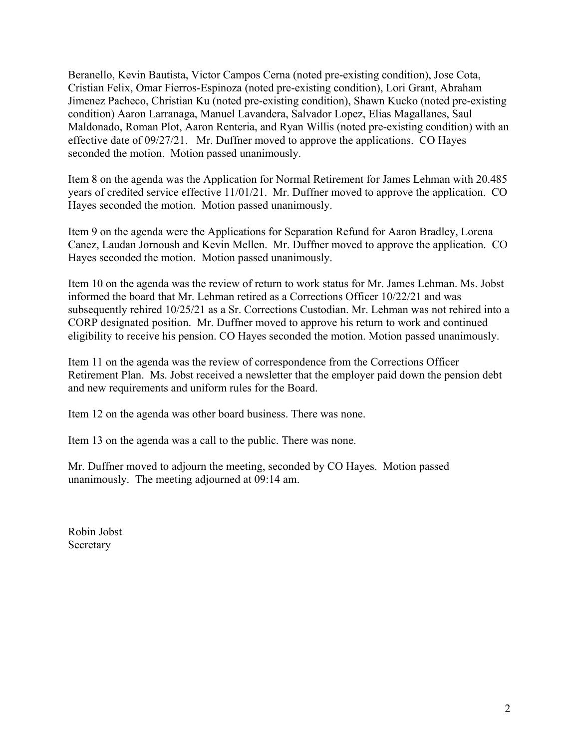Beranello, Kevin Bautista, Victor Campos Cerna (noted pre-existing condition), Jose Cota, Cristian Felix, Omar Fierros-Espinoza (noted pre-existing condition), Lori Grant, Abraham Jimenez Pacheco, Christian Ku (noted pre-existing condition), Shawn Kucko (noted pre-existing condition) Aaron Larranaga, Manuel Lavandera, Salvador Lopez, Elias Magallanes, Saul Maldonado, Roman Plot, Aaron Renteria, and Ryan Willis (noted pre-existing condition) with an effective date of 09/27/21. Mr. Duffner moved to approve the applications. CO Hayes seconded the motion. Motion passed unanimously.

Item 8 on the agenda was the Application for Normal Retirement for James Lehman with 20.485 years of credited service effective 11/01/21. Mr. Duffner moved to approve the application. CO Hayes seconded the motion. Motion passed unanimously.

Item 9 on the agenda were the Applications for Separation Refund for Aaron Bradley, Lorena Canez, Laudan Jornoush and Kevin Mellen. Mr. Duffner moved to approve the application. CO Hayes seconded the motion. Motion passed unanimously.

Item 10 on the agenda was the review of return to work status for Mr. James Lehman. Ms. Jobst informed the board that Mr. Lehman retired as a Corrections Officer 10/22/21 and was subsequently rehired 10/25/21 as a Sr. Corrections Custodian. Mr. Lehman was not rehired into a CORP designated position. Mr. Duffner moved to approve his return to work and continued eligibility to receive his pension. CO Hayes seconded the motion. Motion passed unanimously.

Item 11 on the agenda was the review of correspondence from the Corrections Officer Retirement Plan. Ms. Jobst received a newsletter that the employer paid down the pension debt and new requirements and uniform rules for the Board.

Item 12 on the agenda was other board business. There was none.

Item 13 on the agenda was a call to the public. There was none.

Mr. Duffner moved to adjourn the meeting, seconded by CO Hayes. Motion passed unanimously. The meeting adjourned at 09:14 am.

Robin Jobst
Secretary